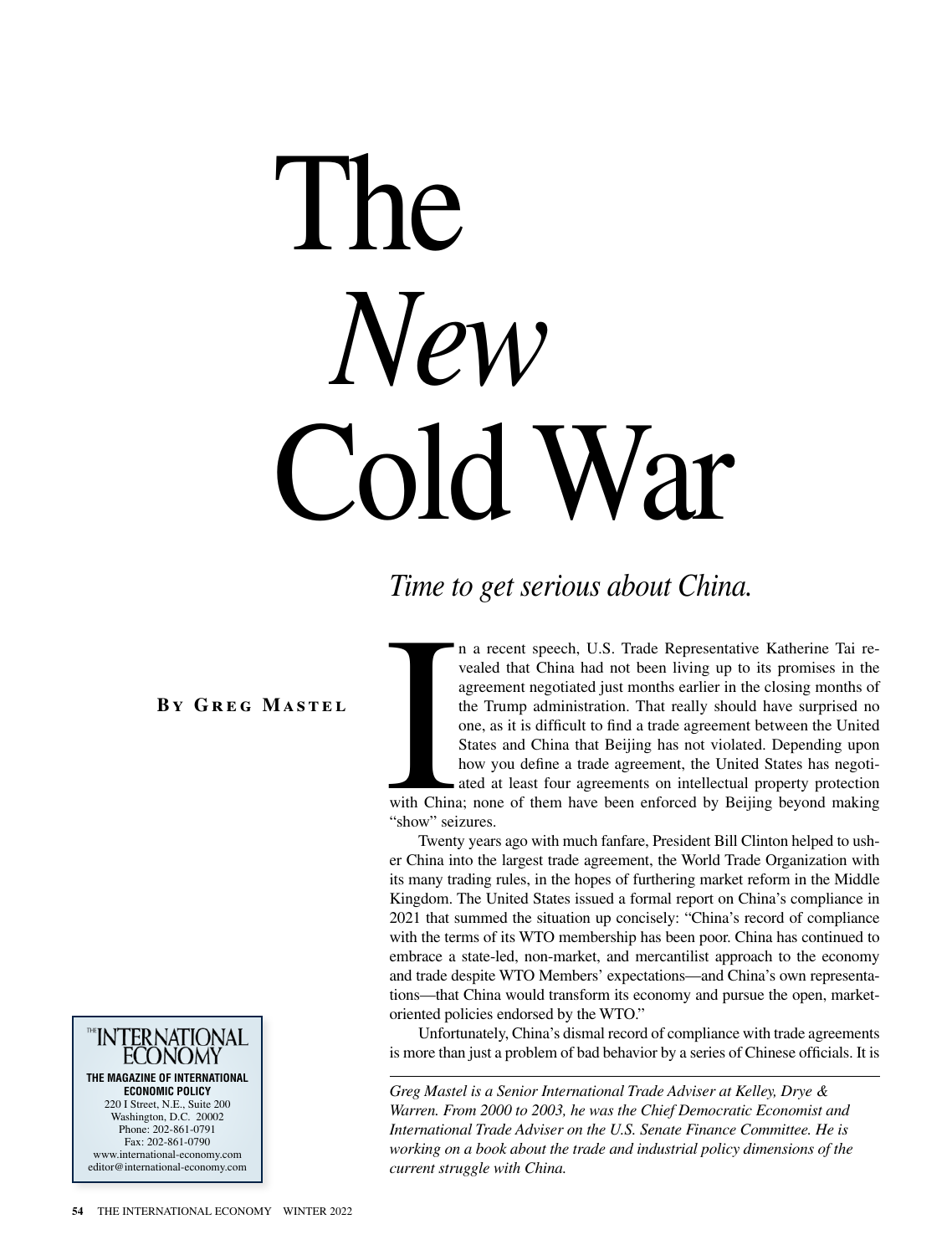# The *New* Cold War

*Time to get serious about China.*

**By Greg Mastel**

In a recent speech, U.S. Trade Representative Katherine Tai revealed that China had not been living up to its promises in the agreement negotiated just months earlier in the closing months of the Trump administration. That really should have surprised no one, as it is difficult to find a trade agreement between the United States and China that Beijing has not violated. Depending upon how you define a trade agreement, the United States has negotiated at least four agreements on intellectual property protection with China; none of them have been enforced by Beijing beyond making "show" seizures.

Twenty years ago with much fanfare, President Bill Clinton helped to usher China into the largest trade agreement, the World Trade Organization with its many trading rules, in the hopes of furthering market reform in the Middle Kingdom. The United States issued a formal report on China's compliance in 2021 that summed the situation up concisely: "China's record of compliance with the terms of its WTO membership has been poor. China has continued to embrace a state-led, non-market, and mercantilist approach to the economy and trade despite WTO Members' expectations—and China's own representations—that China would transform its economy and pursue the open, market-oriented policies endorsed by the WTO."

Unfortunately, China's dismal record of compliance with trade agreements is more than just a problem of bad behavior by a series of Chinese officials. It is

*Greg Mastel is a Senior International Trade Adviser at Kelley, Drye & Warren. From 2000 to 2003, he was the Chief Democratic Economist and International Trade Adviser on the U.S. Senate Finance Committee. He is working on a book about the trade and industrial policy dimensions of the current struggle with China.*

THE INTERNATIONAL ECONOMY
THE MAGAZINE OF INTERNATIONAL ECONOMIC POLICY
220 I Street, N.E., Suite 200
Washington, D.C. 20002
Phone: 202-861-0791
Fax: 202-861-0790
www.international-economy.com
editor@international-economy.com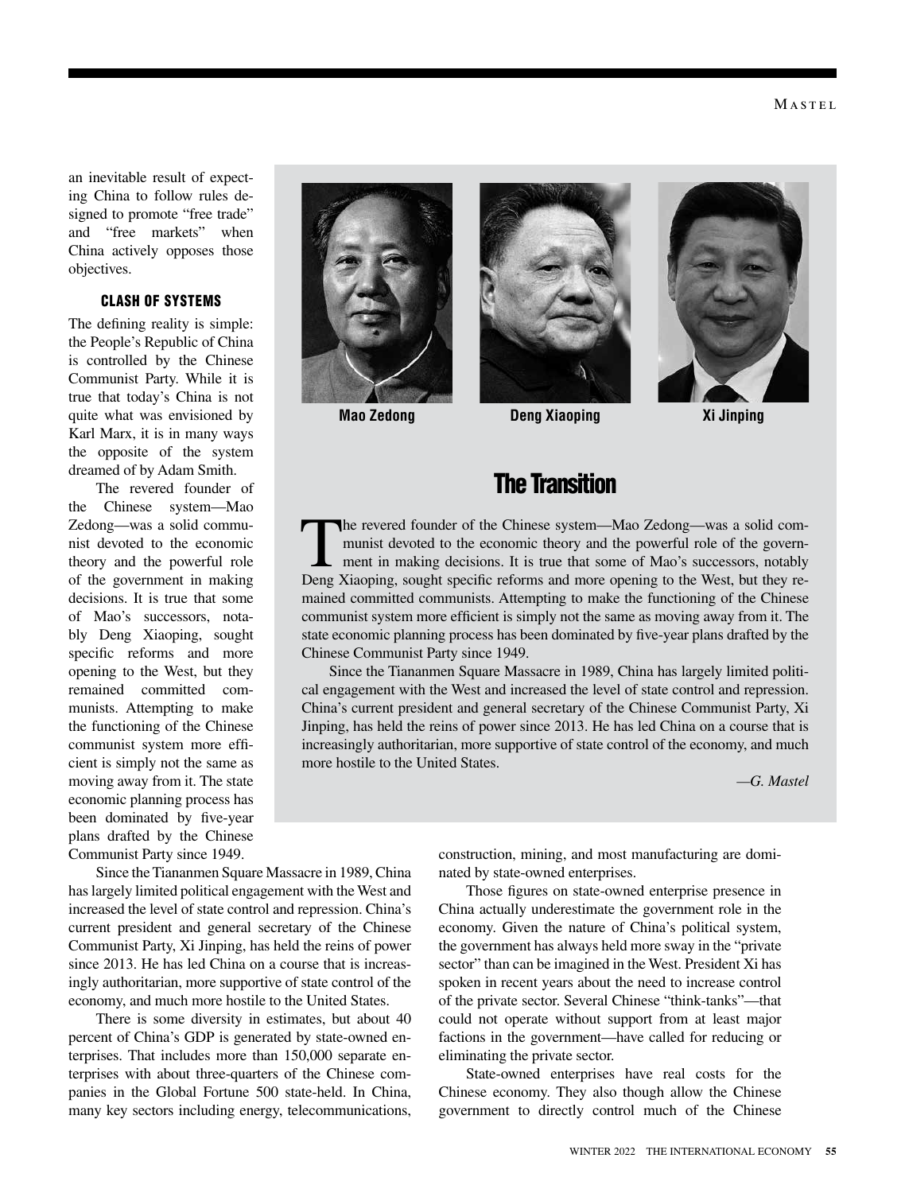an inevitable result of expecting China to follow rules designed to promote "free trade" and "free markets" when China actively opposes those objectives.

### CLASH OF SYSTEMS

The defining reality is simple: the People's Republic of China is controlled by the Chinese Communist Party. While it is true that today's China is not quite what was envisioned by Karl Marx, it is in many ways the opposite of the system dreamed of by Adam Smith.

The revered founder of the Chinese system—Mao Zedong—was a solid communist devoted to the economic theory and the powerful role of the government in making decisions. It is true that some of Mao's successors, notably Deng Xiaoping, sought specific reforms and more opening to the West, but they remained committed communists. Attempting to make the functioning of the Chinese communist system more efficient is simply not the same as moving away from it. The state economic planning process has been dominated by five-year plans drafted by the Chinese Communist Party since 1949.

Since the Tiananmen Square Massacre in 1989, China has largely limited political engagement with the West and increased the level of state control and repression. China's current president and general secretary of the Chinese Communist Party, Xi Jinping, has held the reins of power since 2013. He has led China on a course that is increasingly authoritarian, more supportive of state control of the economy, and much more hostile to the United States.

There is some diversity in estimates, but about 40 percent of China's GDP is generated by state-owned enterprises. That includes more than 150,000 separate enterprises with about three-quarters of the Chinese companies in the Global Fortune 500 state-held. In China, many key sectors including energy, telecommunications, construction, mining, and most manufacturing are dominated by state-owned enterprises.

Those figures on state-owned enterprise presence in China actually underestimate the government role in the economy. Given the nature of China's political system, the government has always held more sway in the "private sector" than can be imagined in the West. President Xi has spoken in recent years about the need to increase control of the private sector. Several Chinese "think-tanks"—that could not operate without support from at least major factions in the government—have called for reducing or eliminating the private sector.

State-owned enterprises have real costs for the Chinese economy. They also though allow the Chinese government to directly control much of the Chinese

---

Mao Zedong | Deng Xiaoping | Xi Jinping

## The Transition

The revered founder of the Chinese system—Mao Zedong—was a solid communist devoted to the economic theory and the powerful role of the government in making decisions. It is true that some of Mao's successors, notably Deng Xiaoping, sought specific reforms and more opening to the West, but they remained committed communists. Attempting to make the functioning of the Chinese communist system more efficient is simply not the same as moving away from it. The state economic planning process has been dominated by five-year plans drafted by the Chinese Communist Party since 1949.

Since the Tiananmen Square Massacre in 1989, China has largely limited political engagement with the West and increased the level of state control and repression. China's current president and general secretary of the Chinese Communist Party, Xi Jinping, has held the reins of power since 2013. He has led China on a course that is increasingly authoritarian, more supportive of state control of the economy, and much more hostile to the United States.

*—G. Mastel*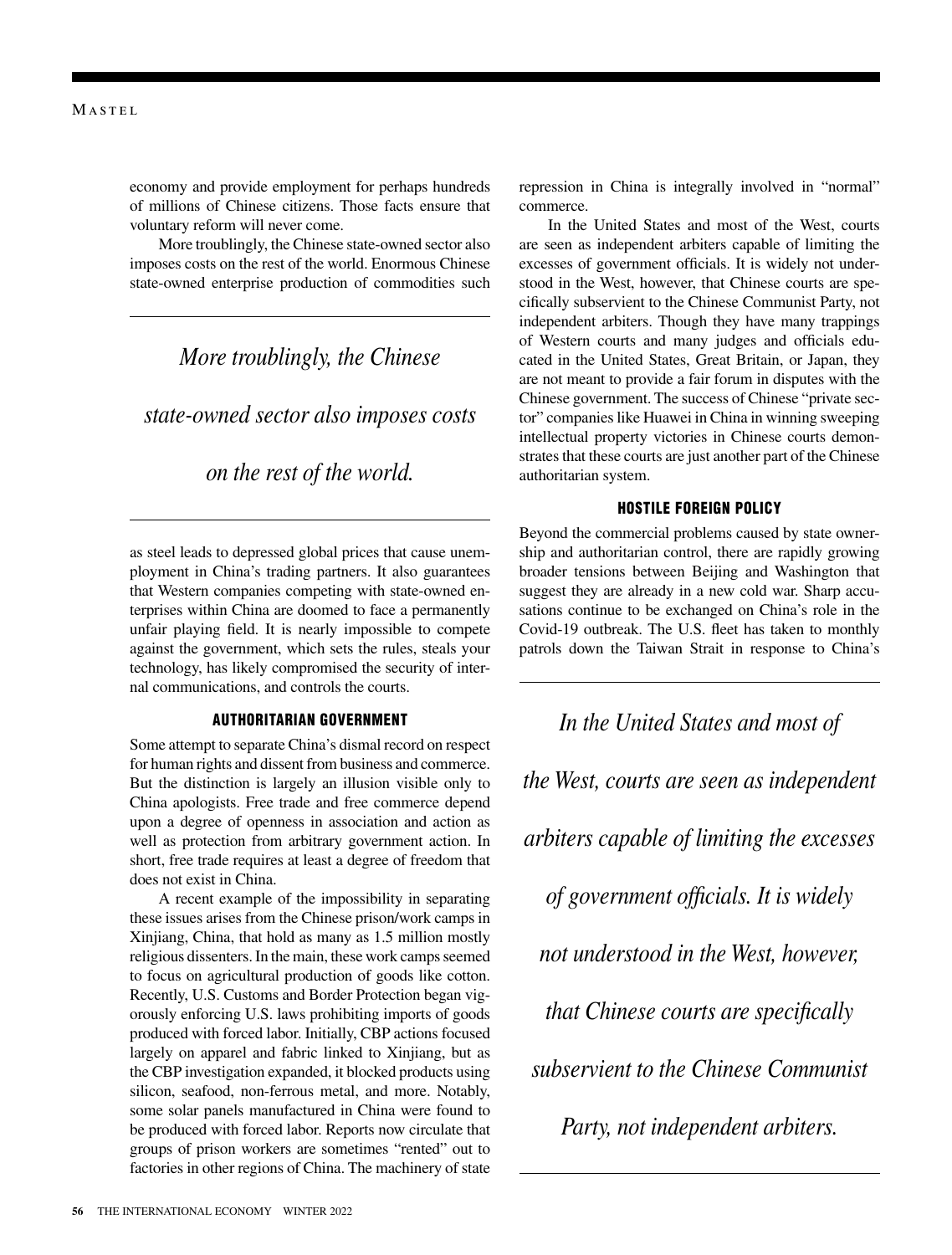economy and provide employment for perhaps hundreds of millions of Chinese citizens. Those facts ensure that voluntary reform will never come.

More troublingly, the Chinese state-owned sector also imposes costs on the rest of the world. Enormous Chinese state-owned enterprise production of commodities such as steel leads to depressed global prices that cause unemployment in China's trading partners. It also guarantees that Western companies competing with state-owned enterprises within China are doomed to face a permanently unfair playing field. It is nearly impossible to compete against the government, which sets the rules, steals your technology, has likely compromised the security of internal communications, and controls the courts.

> *More troublingly, the Chinese state-owned sector also imposes costs on the rest of the world.*

## AUTHORITARIAN GOVERNMENT

Some attempt to separate China's dismal record on respect for human rights and dissent from business and commerce. But the distinction is largely an illusion visible only to China apologists. Free trade and free commerce depend upon a degree of openness in association and action as well as protection from arbitrary government action. In short, free trade requires at least a degree of freedom that does not exist in China.

A recent example of the impossibility in separating these issues arises from the Chinese prison/work camps in Xinjiang, China, that hold as many as 1.5 million mostly religious dissenters. In the main, these work camps seemed to focus on agricultural production of goods like cotton. Recently, U.S. Customs and Border Protection began vigorously enforcing U.S. laws prohibiting imports of goods produced with forced labor. Initially, CBP actions focused largely on apparel and fabric linked to Xinjiang, but as the CBP investigation expanded, it blocked products using silicon, seafood, non-ferrous metal, and more. Notably, some solar panels manufactured in China were found to be produced with forced labor. Reports now circulate that groups of prison workers are sometimes "rented" out to factories in other regions of China. The machinery of state repression in China is integrally involved in "normal" commerce.

In the United States and most of the West, courts are seen as independent arbiters capable of limiting the excesses of government officials. It is widely not understood in the West, however, that Chinese courts are specifically subservient to the Chinese Communist Party, not independent arbiters. Though they have many trappings of Western courts and many judges and officials educated in the United States, Great Britain, or Japan, they are not meant to provide a fair forum in disputes with the Chinese government. The success of Chinese "private sector" companies like Huawei in China in winning sweeping intellectual property victories in Chinese courts demonstrates that these courts are just another part of the Chinese authoritarian system.

> *In the United States and most of the West, courts are seen as independent arbiters capable of limiting the excesses of government officials. It is widely not understood in the West, however, that Chinese courts are specifically subservient to the Chinese Communist Party, not independent arbiters.*

## HOSTILE FOREIGN POLICY

Beyond the commercial problems caused by state ownership and authoritarian control, there are rapidly growing broader tensions between Beijing and Washington that suggest they are already in a new cold war. Sharp accusations continue to be exchanged on China's role in the Covid-19 outbreak. The U.S. fleet has taken to monthly patrols down the Taiwan Strait in response to China's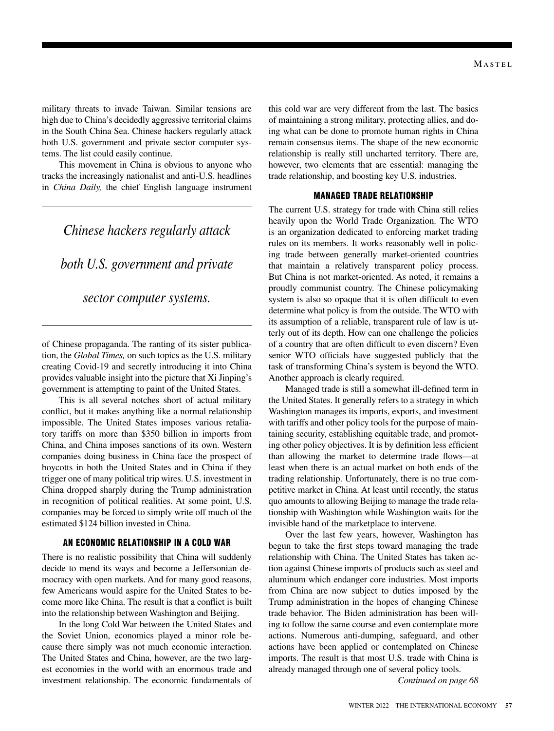military threats to invade Taiwan. Similar tensions are high due to China's decidedly aggressive territorial claims in the South China Sea. Chinese hackers regularly attack both U.S. government and private sector computer systems. The list could easily continue.

This movement in China is obvious to anyone who tracks the increasingly nationalist and anti-U.S. headlines in *China Daily,* the chief English language instrument of Chinese propaganda. The ranting of its sister publication, the *Global Times,* on such topics as the U.S. military creating Covid-19 and secretly introducing it into China provides valuable insight into the picture that Xi Jinping's government is attempting to paint of the United States.

*Chinese hackers regularly attack both U.S. government and private sector computer systems.*

This is all several notches short of actual military conflict, but it makes anything like a normal relationship impossible. The United States imposes various retaliatory tariffs on more than $350 billion in imports from China, and China imposes sanctions of its own. Western companies doing business in China face the prospect of boycotts in both the United States and in China if they trigger one of many political trip wires. U.S. investment in China dropped sharply during the Trump administration in recognition of political realities. At some point, U.S. companies may be forced to simply write off much of the estimated $124 billion invested in China.

## AN ECONOMIC RELATIONSHIP IN A COLD WAR

There is no realistic possibility that China will suddenly decide to mend its ways and become a Jeffersonian democracy with open markets. And for many good reasons, few Americans would aspire for the United States to become more like China. The result is that a conflict is built into the relationship between Washington and Beijing.

In the long Cold War between the United States and the Soviet Union, economics played a minor role because there simply was not much economic interaction. The United States and China, however, are the two largest economies in the world with an enormous trade and investment relationship. The economic fundamentals of this cold war are very different from the last. The basics of maintaining a strong military, protecting allies, and doing what can be done to promote human rights in China remain consensus items. The shape of the new economic relationship is really still uncharted territory. There are, however, two elements that are essential: managing the trade relationship, and boosting key U.S. industries.

## MANAGED TRADE RELATIONSHIP

The current U.S. strategy for trade with China still relies heavily upon the World Trade Organization. The WTO is an organization dedicated to enforcing market trading rules on its members. It works reasonably well in policing trade between generally market-oriented countries that maintain a relatively transparent policy process. But China is not market-oriented. As noted, it remains a proudly communist country. The Chinese policymaking system is also so opaque that it is often difficult to even determine what policy is from the outside. The WTO with its assumption of a reliable, transparent rule of law is utterly out of its depth. How can one challenge the policies of a country that are often difficult to even discern? Even senior WTO officials have suggested publicly that the task of transforming China's system is beyond the WTO. Another approach is clearly required.

Managed trade is still a somewhat ill-defined term in the United States. It generally refers to a strategy in which Washington manages its imports, exports, and investment with tariffs and other policy tools for the purpose of maintaining security, establishing equitable trade, and promoting other policy objectives. It is by definition less efficient than allowing the market to determine trade flows—at least when there is an actual market on both ends of the trading relationship. Unfortunately, there is no true competitive market in China. At least until recently, the status quo amounts to allowing Beijing to manage the trade relationship with Washington while Washington waits for the invisible hand of the marketplace to intervene.

Over the last few years, however, Washington has begun to take the first steps toward managing the trade relationship with China. The United States has taken action against Chinese imports of products such as steel and aluminum which endanger core industries. Most imports from China are now subject to duties imposed by the Trump administration in the hopes of changing Chinese trade behavior. The Biden administration has been willing to follow the same course and even contemplate more actions. Numerous anti-dumping, safeguard, and other actions have been applied or contemplated on Chinese imports. The result is that most U.S. trade with China is already managed through one of several policy tools.

*Continued on page 68*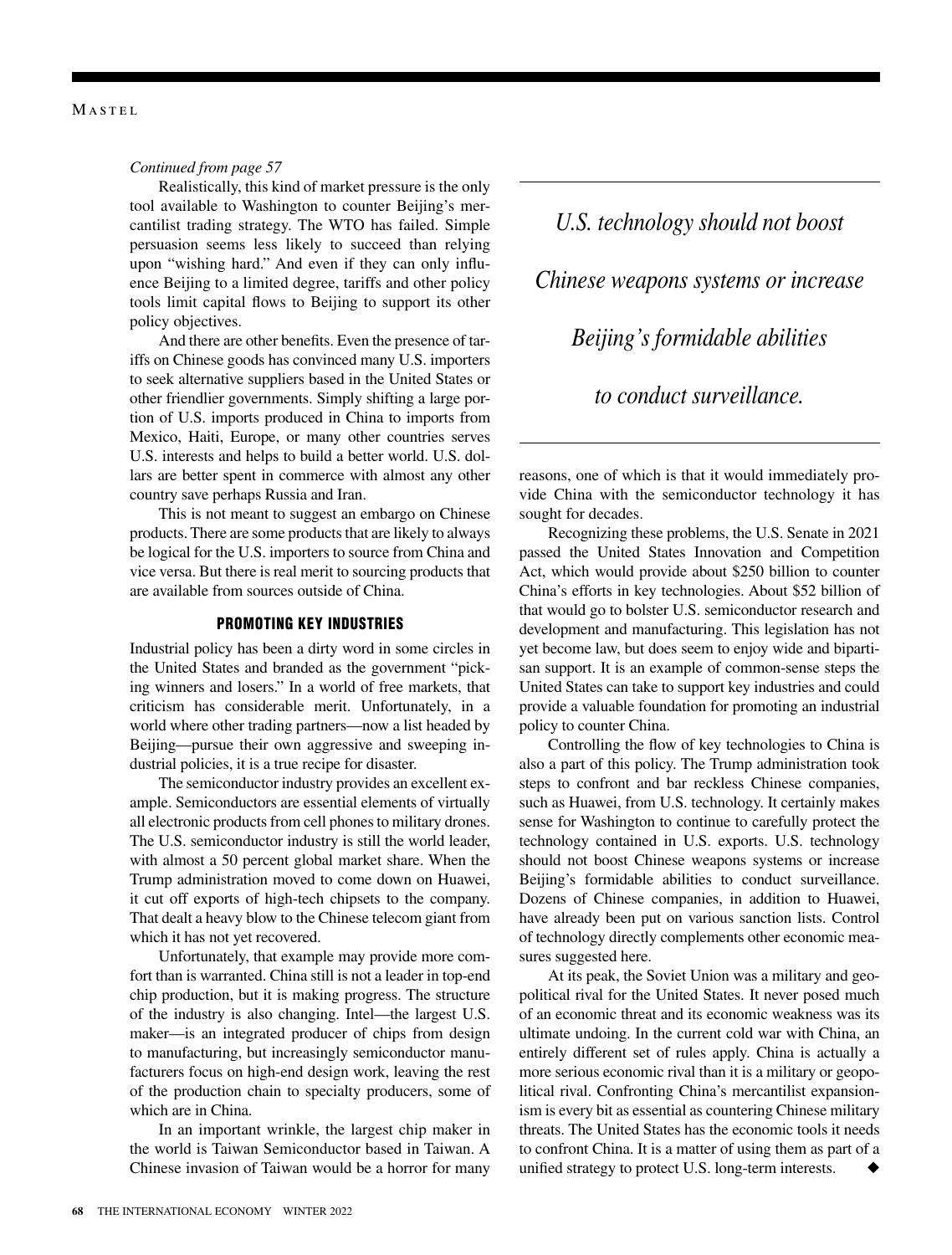*Continued from page 57*

Realistically, this kind of market pressure is the only tool available to Washington to counter Beijing's mercantilist trading strategy. The WTO has failed. Simple persuasion seems less likely to succeed than relying upon "wishing hard." And even if they can only influence Beijing to a limited degree, tariffs and other policy tools limit capital flows to Beijing to support its other policy objectives.

And there are other benefits. Even the presence of tariffs on Chinese goods has convinced many U.S. importers to seek alternative suppliers based in the United States or other friendlier governments. Simply shifting a large portion of U.S. imports produced in China to imports from Mexico, Haiti, Europe, or many other countries serves U.S. interests and helps to build a better world. U.S. dollars are better spent in commerce with almost any other country save perhaps Russia and Iran.

This is not meant to suggest an embargo on Chinese products. There are some products that are likely to always be logical for the U.S. importers to source from China and vice versa. But there is real merit to sourcing products that are available from sources outside of China.

## PROMOTING KEY INDUSTRIES

Industrial policy has been a dirty word in some circles in the United States and branded as the government "picking winners and losers." In a world of free markets, that criticism has considerable merit. Unfortunately, in a world where other trading partners—now a list headed by Beijing—pursue their own aggressive and sweeping industrial policies, it is a true recipe for disaster.

The semiconductor industry provides an excellent example. Semiconductors are essential elements of virtually all electronic products from cell phones to military drones. The U.S. semiconductor industry is still the world leader, with almost a 50 percent global market share. When the Trump administration moved to come down on Huawei, it cut off exports of high-tech chipsets to the company. That dealt a heavy blow to the Chinese telecom giant from which it has not yet recovered.

Unfortunately, that example may provide more comfort than is warranted. China still is not a leader in top-end chip production, but it is making progress. The structure of the industry is also changing. Intel—the largest U.S. maker—is an integrated producer of chips from design to manufacturing, but increasingly semiconductor manufacturers focus on high-end design work, leaving the rest of the production chain to specialty producers, some of which are in China.

In an important wrinkle, the largest chip maker in the world is Taiwan Semiconductor based in Taiwan. A Chinese invasion of Taiwan would be a horror for many reasons, one of which is that it would immediately provide China with the semiconductor technology it has sought for decades.

*U.S. technology should not boost Chinese weapons systems or increase Beijing's formidable abilities to conduct surveillance.*

Recognizing these problems, the U.S. Senate in 2021 passed the United States Innovation and Competition Act, which would provide about $250 billion to counter China's efforts in key technologies. About $52 billion of that would go to bolster U.S. semiconductor research and development and manufacturing. This legislation has not yet become law, but does seem to enjoy wide and bipartisan support. It is an example of common-sense steps the United States can take to support key industries and could provide a valuable foundation for promoting an industrial policy to counter China.

Controlling the flow of key technologies to China is also a part of this policy. The Trump administration took steps to confront and bar reckless Chinese companies, such as Huawei, from U.S. technology. It certainly makes sense for Washington to continue to carefully protect the technology contained in U.S. exports. U.S. technology should not boost Chinese weapons systems or increase Beijing's formidable abilities to conduct surveillance. Dozens of Chinese companies, in addition to Huawei, have already been put on various sanction lists. Control of technology directly complements other economic measures suggested here.

At its peak, the Soviet Union was a military and geopolitical rival for the United States. It never posed much of an economic threat and its economic weakness was its ultimate undoing. In the current cold war with China, an entirely different set of rules apply. China is actually a more serious economic rival than it is a military or geopolitical rival. Confronting China's mercantilist expansionism is every bit as essential as countering Chinese military threats. The United States has the economic tools it needs to confront China. It is a matter of using them as part of a unified strategy to protect U.S. long-term interests. ◆